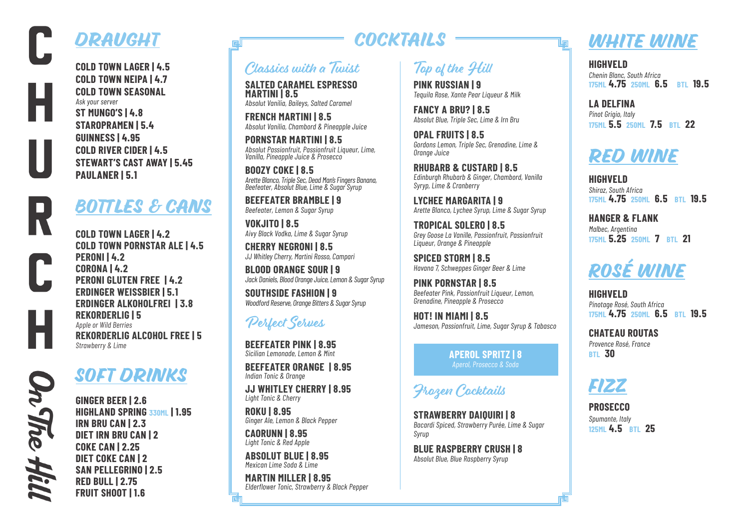# CHURCH *On The Hill*

## DRAUGHT

**COLD TOWN LAGER | 4.5**
**COLD TOWN NEIPA | 4.7**
**COLD TOWN SEASONAL**
*Ask your server*
**ST MUNGO'S | 4.8**
**STAROPRAMEN | 5.4**
**GUINNESS | 4.95**
**COLD RIVER CIDER | 4.5**
**STEWART'S CAST AWAY | 5.45**
**PAULANER | 5.1**

## BOTTLES & CANS

**COLD TOWN LAGER | 4.2**
**COLD TOWN PORNSTAR ALE | 4.5**
**PERONI | 4.2**
**CORONA | 4.2**
**PERONI GLUTEN FREE | 4.2**
**ERDINGER WEISSBIER | 5.1**
**ERDINGER ALKOHOLFREI | 3.8**
**REKORDERLIG | 5**
*Apple or Wild Berries*
**REKORDERLIG ALCOHOL FREE | 5**
*Strawberry & Lime*

## SOFT DRINKS

**GINGER BEER | 2.6**
**HIGHLAND SPRING 330ML | 1.95**
**IRN BRU CAN | 2.3**
**DIET IRN BRU CAN | 2**
**COKE CAN | 2.25**
**DIET COKE CAN | 2**
**SAN PELLEGRINO | 2.5**
**RED BULL | 2.75**
**FRUIT SHOOT | 1.6**

## COCKTAILS

### Classics with a Twist

**SALTED CARAMEL ESPRESSO MARTINI | 8.5**
*Absolut Vanilia, Baileys, Salted Caramel*

**FRENCH MARTINI | 8.5**
*Absolut Vanilia, Chambord & Pineapple Juice*

**PORNSTAR MARTINI | 8.5**
*Absolut Passionfruit, Passionfruit Liqueur, Lime, Vanilla, Pineapple Juice & Prosecco*

**BOOZY COKE | 8.5**
*Arette Blanco, Triple Sec, Dead Man's Fingers Banana, Beefeater, Absolut Blue, Lime & Sugar Syrup*

**BEEFEATER BRAMBLE | 9**
*Beefeater, Lemon & Sugar Syrup*

**VOKJITO | 8.5**
*Aivy Black Vodka, Lime & Sugar Syrup*

**CHERRY NEGRONI | 8.5**
*JJ Whitley Cherry, Martini Rosso, Campari*

**BLOOD ORANGE SOUR | 9**
*Jack Daniels, Blood Orange Juice, Lemon & Sugar Syrup*

**SOUTHSIDE FASHION | 9**
*Woodford Reserve, Orange Bitters & Sugar Syrup*

### Perfect Serves

**BEEFEATER PINK | 8.95**
*Sicilian Lemonade, Lemon & Mint*

**BEEFEATER ORANGE | 8.95**
*Indian Tonic & Orange*

**JJ WHITLEY CHERRY | 8.95**
*Light Tonic & Cherry*

**ROKU | 8.95**
*Ginger Ale, Lemon & Black Pepper*

**CAORUNN | 8.95**
*Light Tonic & Red Apple*

**ABSOLUT BLUE | 8.95**
*Mexican Lime Soda & Lime*

**MARTIN MILLER | 8.95**
*Elderflower Tonic, Strawberry & Black Pepper*

### Top of the Hill

**PINK RUSSIAN | 9**
*Tequila Rose, Xante Pear Liqueur & Milk*

**FANCY A BRU? | 8.5**
*Absolut Blue, Triple Sec, Lime & Irn Bru*

**OPAL FRUITS | 8.5**
*Gordons Lemon, Triple Sec, Grenadine, Lime & Orange Juice*

**RHUBARB & CUSTARD | 8.5**
*Edinburgh Rhubarb & Ginger, Chambord, Vanilla Syryp, Lime & Cranberry*

**LYCHEE MARGARITA | 9**
*Arette Blanco, Lychee Syrup, Lime & Sugar Syrup*

**TROPICAL SOLERO | 8.5**
*Grey Goose La Vanille, Passionfruit, Passionfruit Liqueur, Orange & Pineapple*

**SPICED STORM | 8.5**
*Havana 7, Schweppes Ginger Beer & Lime*

**PINK PORNSTAR | 8.5**
*Beefeater Pink, Passionfruit Liqueur, Lemon, Grenadine, Pineapple & Prosecco*

**HOT! IN MIAMI | 8.5**
*Jameson, Passionfruit, Lime, Sugar Syrup & Tabasco*

**APEROL SPRITZ | 8**
*Aperol, Prosecco & Soda*

### Frozen Cocktails

**STRAWBERRY DAIQUIRI | 8**
*Bacardi Spiced, Strawberry Purée, Lime & Sugar Syrup*

**BLUE RASPBERRY CRUSH | 8**
*Absolut Blue, Blue Raspberry Syrup*

## WHITE WINE

**HIGHVELD**
*Chenin Blanc, South Africa*
175ML **4.75** 250ML **6.5** BTL **19.5**

**LA DELFINA**
*Pinot Grigio, Italy*
175ML **5.5** 250ML **7.5** BTL **22**

## RED WINE

**HIGHVELD**
*Shiraz, South Africa*
175ML **4.75** 250ML **6.5** BTL **19.5**

**HANGER & FLANK**
*Malbec, Argentina*
175ML **5.25** 250ML **7** BTL **21**

## ROSÉ WINE

**HIGHVELD**
*Pinotage Rosé, South Africa*
175ML **4.75** 250ML **6.5** BTL **19.5**

**CHATEAU ROUTAS**
*Provence Rosé, France*
BTL **30**

## FIZZ

**PROSECCO**
*Spumante, Italy*
125ML **4.5** BTL **25**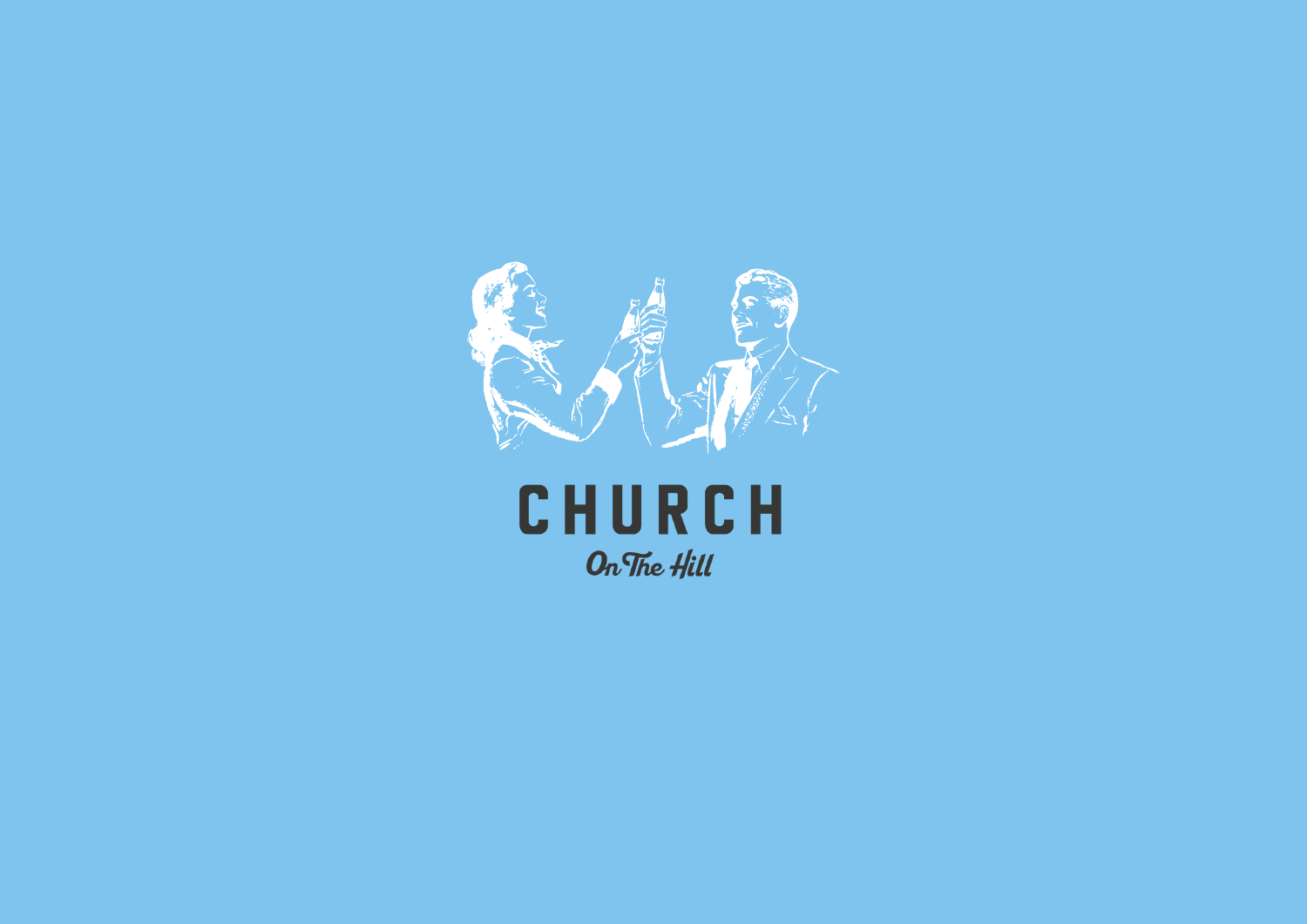CHURCH

On The Hill